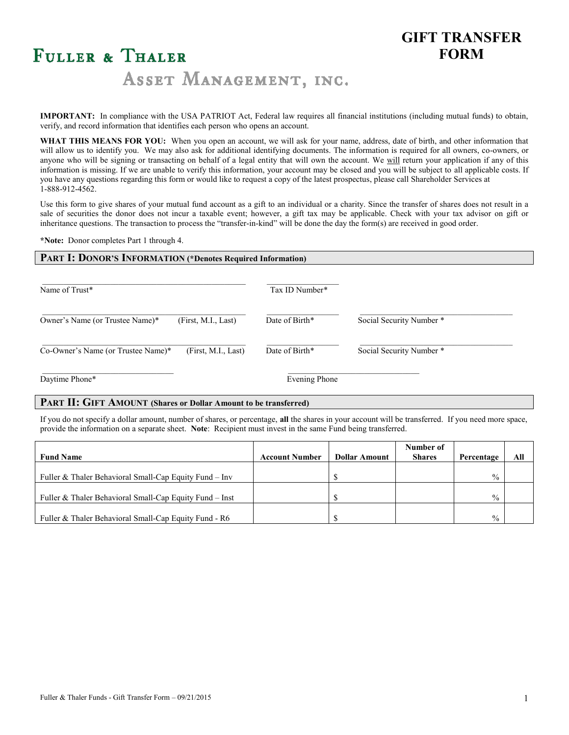# GIFT TRANSFER FORM

**Fuller & Thaler**

**Asset Management, inc.**

**IMPORTANT:** In compliance with the USA PATRIOT Act, Federal law requires all financial institutions (including mutual funds) to obtain, verify, and record information that identifies each person who opens an account.

**WHAT THIS MEANS FOR YOU:** When you open an account, we will ask for your name, address, date of birth, and other information that will allow us to identify you. We may also ask for additional identifying documents. The information is required for all owners, co-owners, or anyone who will be signing or transacting on behalf of a legal entity that will own the account. We will return your application if any of this information is missing. If we are unable to verify this information, your account may be closed and you will be subject to all applicable costs. If you have any questions regarding this form or would like to request a copy of the latest prospectus, please call Shareholder Services at 1-888-912-4562.

Use this form to give shares of your mutual fund account as a gift to an individual or a charity. Since the transfer of shares does not result in a sale of securities the donor does not incur a taxable event; however, a gift tax may be applicable. Check with your tax advisor on gift or inheritance questions. The transaction to process the "transfer-in-kind" will be done the day the form(s) are received in good order.

***Note:** Donor completes Part 1 through 4.

## PART I: DONOR'S INFORMATION (*Denotes Required Information)

_______________________________________ _______________

Name of Trust* Tax ID Number*

_______________________________________ _______________ ___________________________

Owner's Name (or Trustee Name)* (First, M.I., Last) Date of Birth* Social Security Number *

_______________________________________ _______________ ___________________________

Co-Owner's Name (or Trustee Name)* (First, M.I., Last) Date of Birth* Social Security Number *

_________________________ _________________________

Daytime Phone* Evening Phone

## PART II: GIFT AMOUNT (Shares or Dollar Amount to be transferred)

If you do not specify a dollar amount, number of shares, or percentage, **all** the shares in your account will be transferred. If you need more space, provide the information on a separate sheet. **Note**: Recipient must invest in the same Fund being transferred.

| Fund Name | Account Number | Dollar Amount | Number of Shares | Percentage | All |
|---|---|---|---|---|---|
| Fuller & Thaler Behavioral Small-Cap Equity Fund – Inv | | $ | | % | |
| Fuller & Thaler Behavioral Small-Cap Equity Fund – Inst | | $ | | % | |
| Fuller & Thaler Behavioral Small-Cap Equity Fund - R6 | | $ | | % | |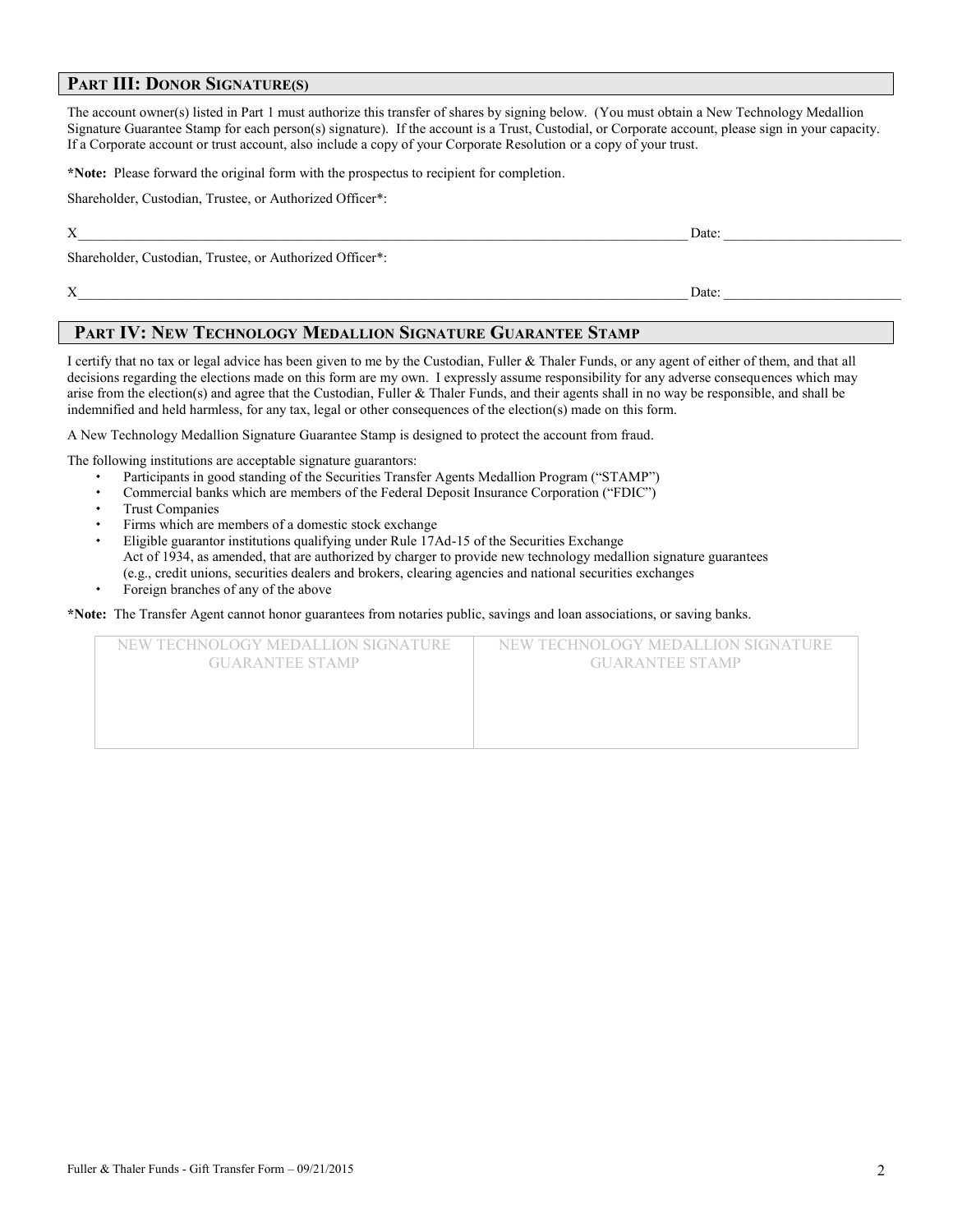## PART III: DONOR SIGNATURE(S)

The account owner(s) listed in Part 1 must authorize this transfer of shares by signing below. (You must obtain a New Technology Medallion Signature Guarantee Stamp for each person(s) signature). If the account is a Trust, Custodial, or Corporate account, please sign in your capacity. If a Corporate account or trust account, also include a copy of your Corporate Resolution or a copy of your trust.

**\*Note:** Please forward the original form with the prospectus to recipient for completion.

Shareholder, Custodian, Trustee, or Authorized Officer*:

X\_\_\_\_\_\_\_\_\_\_\_\_\_\_\_\_\_\_\_\_\_\_\_\_\_\_\_\_\_\_\_\_\_\_\_\_\_\_\_\_\_\_\_\_\_\_\_\_\_\_\_\_\_\_\_\_ Date: \_\_\_\_\_\_\_\_\_\_\_\_\_\_\_\_\_\_\_\_

Shareholder, Custodian, Trustee, or Authorized Officer*:

X\_\_\_\_\_\_\_\_\_\_\_\_\_\_\_\_\_\_\_\_\_\_\_\_\_\_\_\_\_\_\_\_\_\_\_\_\_\_\_\_\_\_\_\_\_\_\_\_\_\_\_\_\_\_\_\_ Date: \_\_\_\_\_\_\_\_\_\_\_\_\_\_\_\_\_\_\_\_

## PART IV: NEW TECHNOLOGY MEDALLION SIGNATURE GUARANTEE STAMP

I certify that no tax or legal advice has been given to me by the Custodian, Fuller & Thaler Funds, or any agent of either of them, and that all decisions regarding the elections made on this form are my own. I expressly assume responsibility for any adverse consequences which may arise from the election(s) and agree that the Custodian, Fuller & Thaler Funds, and their agents shall in no way be responsible, and shall be indemnified and held harmless, for any tax, legal or other consequences of the election(s) made on this form.

A New Technology Medallion Signature Guarantee Stamp is designed to protect the account from fraud.

The following institutions are acceptable signature guarantors:

- Participants in good standing of the Securities Transfer Agents Medallion Program ("STAMP")
- Commercial banks which are members of the Federal Deposit Insurance Corporation ("FDIC")
- Trust Companies
- Firms which are members of a domestic stock exchange
- Eligible guarantor institutions qualifying under Rule 17Ad-15 of the Securities Exchange Act of 1934, as amended, that are authorized by charger to provide new technology medallion signature guarantees (e.g., credit unions, securities dealers and brokers, clearing agencies and national securities exchanges
- Foreign branches of any of the above

**\*Note:** The Transfer Agent cannot honor guarantees from notaries public, savings and loan associations, or saving banks.

| NEW TECHNOLOGY MEDALLION SIGNATURE GUARANTEE STAMP | NEW TECHNOLOGY MEDALLION SIGNATURE GUARANTEE STAMP |
|---|---|
| | |

Fuller & Thaler Funds - Gift Transfer Form – 09/21/2015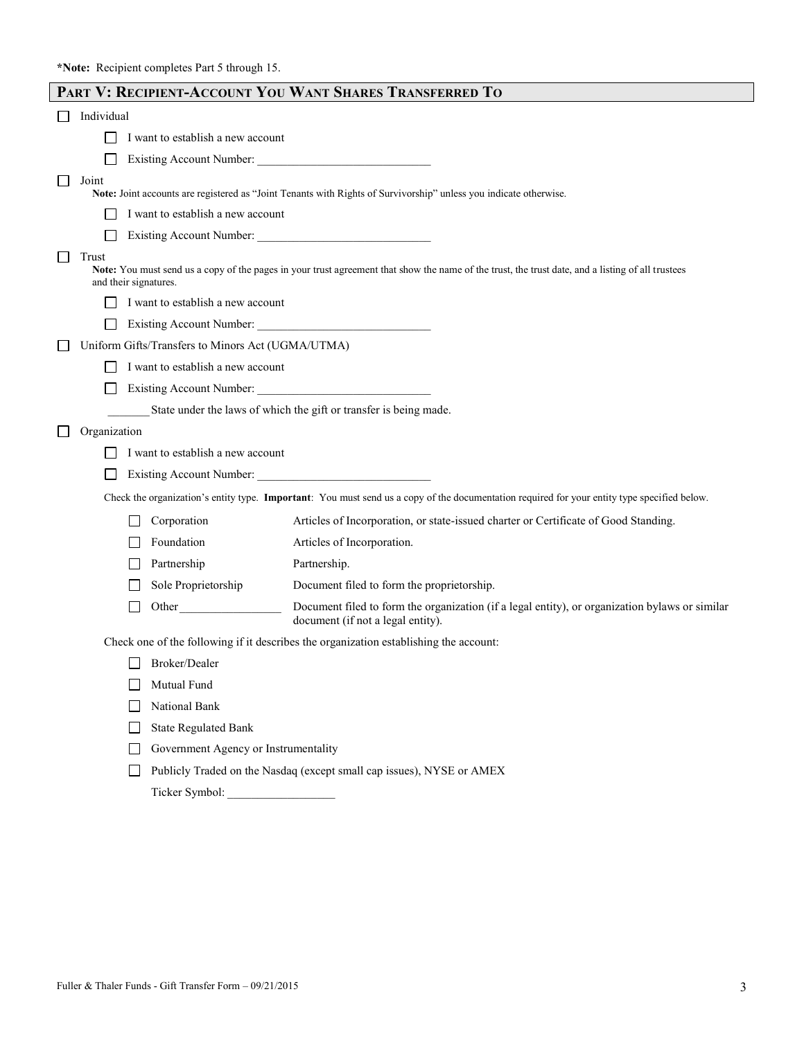**\*Note:** Recipient completes Part 5 through 15.

## PART V: RECIPIENT-ACCOUNT YOU WANT SHARES TRANSFERRED TO

☐ Individual

- ☐ I want to establish a new account
- ☐ Existing Account Number: ____________________________

☐ Joint
**Note:** Joint accounts are registered as "Joint Tenants with Rights of Survivorship" unless you indicate otherwise.

- ☐ I want to establish a new account
- ☐ Existing Account Number: ____________________________

☐ Trust
**Note:** You must send us a copy of the pages in your trust agreement that show the name of the trust, the trust date, and a listing of all trustees and their signatures.

- ☐ I want to establish a new account
- ☐ Existing Account Number: ____________________________

☐ Uniform Gifts/Transfers to Minors Act (UGMA/UTMA)

- ☐ I want to establish a new account
- ☐ Existing Account Number: ____________________________

_______ State under the laws of which the gift or transfer is being made.

☐ Organization

- ☐ I want to establish a new account
- ☐ Existing Account Number: ____________________________

Check the organization's entity type. **Important**: You must send us a copy of the documentation required for your entity type specified below.

| Entity Type | Required Documentation |
|---|---|
| ☐ Corporation | Articles of Incorporation, or state-issued charter or Certificate of Good Standing. |
| ☐ Foundation | Articles of Incorporation. |
| ☐ Partnership | Partnership. |
| ☐ Sole Proprietorship | Document filed to form the proprietorship. |
| ☐ Other________________ | Document filed to form the organization (if a legal entity), or organization bylaws or similar document (if not a legal entity). |

Check one of the following if it describes the organization establishing the account:

- ☐ Broker/Dealer
- ☐ Mutual Fund
- ☐ National Bank
- ☐ State Regulated Bank
- ☐ Government Agency or Instrumentality
- ☐ Publicly Traded on the Nasdaq (except small cap issues), NYSE or AMEX

  Ticker Symbol: __________________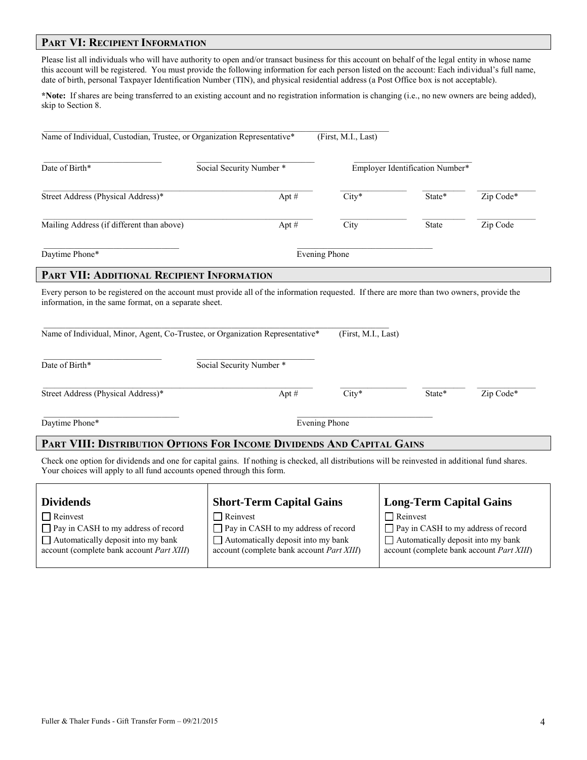## PART VI: RECIPIENT INFORMATION

Please list all individuals who will have authority to open and/or transact business for this account on behalf of the legal entity in whose name this account will be registered. You must provide the following information for each person listed on the account: Each individual's full name, date of birth, personal Taxpayer Identification Number (TIN), and physical residential address (a Post Office box is not acceptable).

***Note:** If shares are being transferred to an existing account and no registration information is changing (i.e., no new owners are being added), skip to Section 8.

Name of Individual, Custodian, Trustee, or Organization Representative* (First, M.I., Last)

Date of Birth* | Social Security Number * | Employer Identification Number*

Street Address (Physical Address)* | Apt # | City* | State* | Zip Code*

Mailing Address (if different than above) | Apt # | City | State | Zip Code

Daytime Phone* | Evening Phone

## PART VII: ADDITIONAL RECIPIENT INFORMATION

Every person to be registered on the account must provide all of the information requested. If there are more than two owners, provide the information, in the same format, on a separate sheet.

Name of Individual, Minor, Agent, Co-Trustee, or Organization Representative* (First, M.I., Last)

Date of Birth* | Social Security Number *

Street Address (Physical Address)* | Apt # | City* | State* | Zip Code*

Daytime Phone* | Evening Phone

## PART VIII: DISTRIBUTION OPTIONS FOR INCOME DIVIDENDS AND CAPITAL GAINS

Check one option for dividends and one for capital gains. If nothing is checked, all distributions will be reinvested in additional fund shares. Your choices will apply to all fund accounts opened through this form.

| Dividends | Short-Term Capital Gains | Long-Term Capital Gains |
|---|---|---|
| ☐ Reinvest | ☐ Reinvest | ☐ Reinvest |
| ☐ Pay in CASH to my address of record | ☐ Pay in CASH to my address of record | ☐ Pay in CASH to my address of record |
| ☐ Automatically deposit into my bank account (complete bank account *Part XIII*) | ☐ Automatically deposit into my bank account (complete bank account *Part XIII*) | ☐ Automatically deposit into my bank account (complete bank account *Part XIII*) |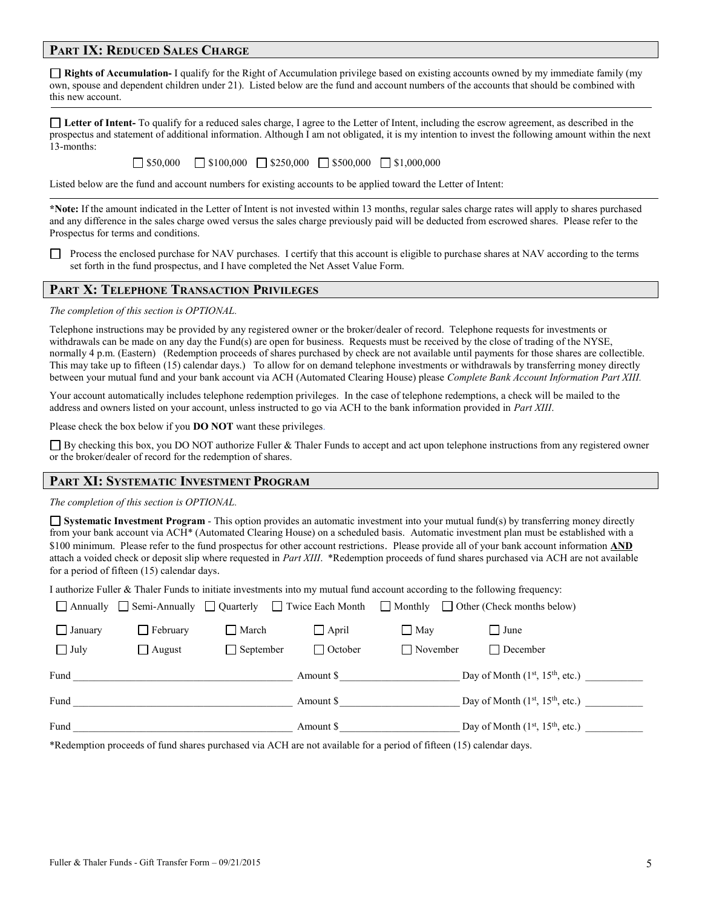## PART IX: REDUCED SALES CHARGE

☐ **Rights of Accumulation-** I qualify for the Right of Accumulation privilege based on existing accounts owned by my immediate family (my own, spouse and dependent children under 21). Listed below are the fund and account numbers of the accounts that should be combined with this new account.

---

☐ **Letter of Intent-** To qualify for a reduced sales charge, I agree to the Letter of Intent, including the escrow agreement, as described in the prospectus and statement of additional information. Although I am not obligated, it is my intention to invest the following amount within the next 13-months:

☐ $50,000 ☐ $100,000 ☐ $250,000 ☐ $500,000 ☐ $1,000,000

Listed below are the fund and account numbers for existing accounts to be applied toward the Letter of Intent:

---

***Note:** If the amount indicated in the Letter of Intent is not invested within 13 months, regular sales charge rates will apply to shares purchased and any difference in the sales charge owed versus the sales charge previously paid will be deducted from escrowed shares. Please refer to the Prospectus for terms and conditions.

☐ Process the enclosed purchase for NAV purchases. I certify that this account is eligible to purchase shares at NAV according to the terms set forth in the fund prospectus, and I have completed the Net Asset Value Form.

## PART X: TELEPHONE TRANSACTION PRIVILEGES

*The completion of this section is OPTIONAL.*

Telephone instructions may be provided by any registered owner or the broker/dealer of record. Telephone requests for investments or withdrawals can be made on any day the Fund(s) are open for business. Requests must be received by the close of trading of the NYSE, normally 4 p.m. (Eastern) (Redemption proceeds of shares purchased by check are not available until payments for those shares are collectible. This may take up to fifteen (15) calendar days.) To allow for on demand telephone investments or withdrawals by transferring money directly between your mutual fund and your bank account via ACH (Automated Clearing House) please *Complete Bank Account Information Part XIII.*

Your account automatically includes telephone redemption privileges. In the case of telephone redemptions, a check will be mailed to the address and owners listed on your account, unless instructed to go via ACH to the bank information provided in *Part XIII*.

Please check the box below if you **DO NOT** want these privileges.

☐ By checking this box, you DO NOT authorize Fuller & Thaler Funds to accept and act upon telephone instructions from any registered owner or the broker/dealer of record for the redemption of shares.

## PART XI: SYSTEMATIC INVESTMENT PROGRAM

*The completion of this section is OPTIONAL.*

☐ **Systematic Investment Program** - This option provides an automatic investment into your mutual fund(s) by transferring money directly from your bank account via ACH* (Automated Clearing House) on a scheduled basis. Automatic investment plan must be established with a $100 minimum. Please refer to the fund prospectus for other account restrictions. Please provide all of your bank account information **AND** attach a voided check or deposit slip where requested in *Part XIII*. *Redemption proceeds of fund shares purchased via ACH are not available for a period of fifteen (15) calendar days.

I authorize Fuller & Thaler Funds to initiate investments into my mutual fund account according to the following frequency:

☐ Annually ☐ Semi-Annually ☐ Quarterly ☐ Twice Each Month ☐ Monthly ☐ Other (Check months below)

☐ January ☐ February ☐ March ☐ April ☐ May ☐ June

☐ July ☐ August ☐ September ☐ October ☐ November ☐ December

Fund ______________________ Amount $ ______________ Day of Month (1st, 15th, etc.) ________

Fund ______________________ Amount $ ______________ Day of Month (1st, 15th, etc.) ________

Fund ______________________ Amount $ ______________ Day of Month (1st, 15th, etc.) ________

*Redemption proceeds of fund shares purchased via ACH are not available for a period of fifteen (15) calendar days.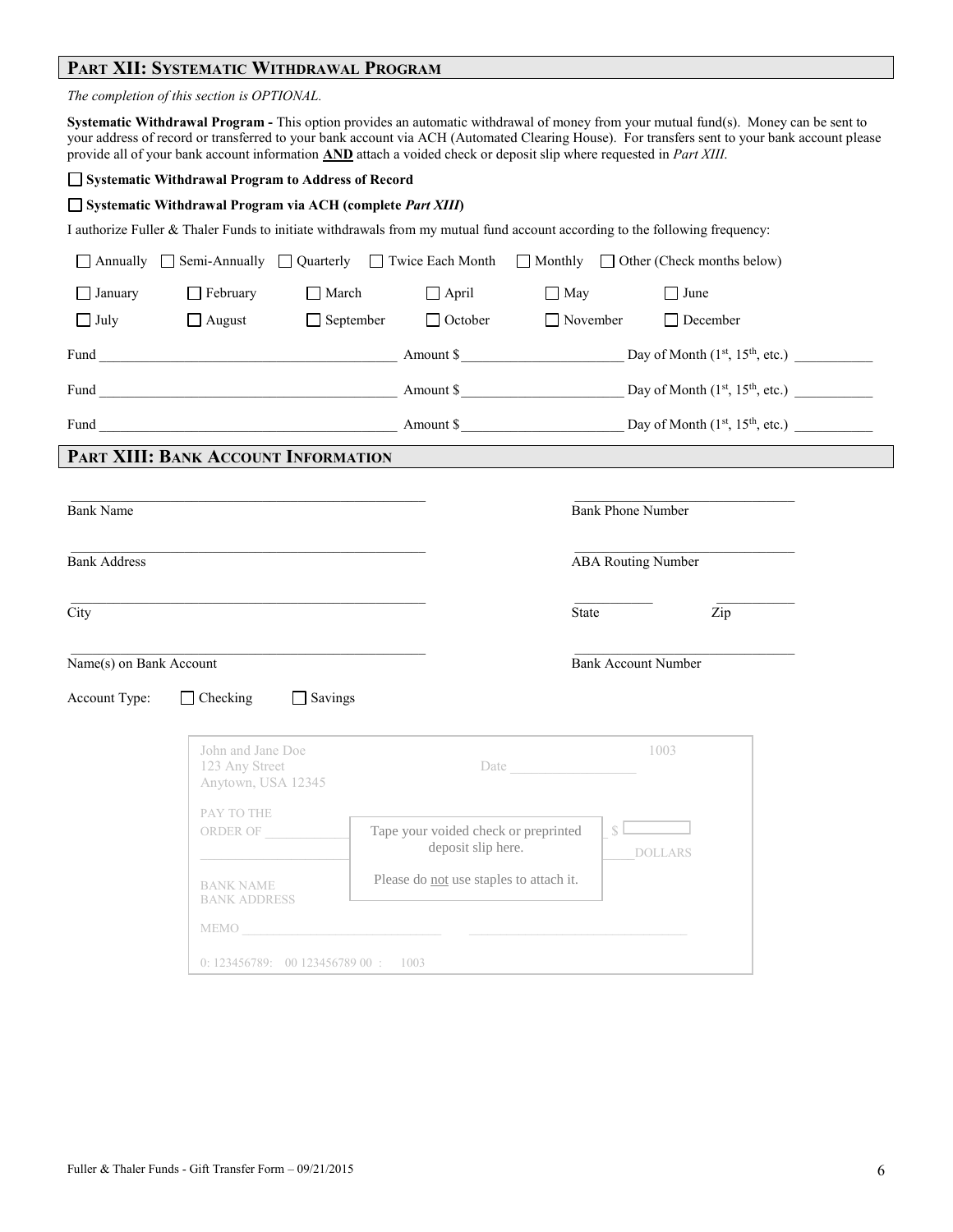## PART XII: SYSTEMATIC WITHDRAWAL PROGRAM

*The completion of this section is OPTIONAL.*

**Systematic Withdrawal Program -** This option provides an automatic withdrawal of money from your mutual fund(s). Money can be sent to your address of record or transferred to your bank account via ACH (Automated Clearing House). For transfers sent to your bank account please provide all of your bank account information **AND** attach a voided check or deposit slip where requested in *Part XIII*.

☐ **Systematic Withdrawal Program to Address of Record**

☐ **Systematic Withdrawal Program via ACH (complete *Part XIII*)**

I authorize Fuller & Thaler Funds to initiate withdrawals from my mutual fund account according to the following frequency:

☐ Annually ☐ Semi-Annually ☐ Quarterly ☐ Twice Each Month ☐ Monthly ☐ Other (Check months below)

| | | | | | |
|---|---|---|---|---|---|
| ☐ January | ☐ February | ☐ March | ☐ April | ☐ May | ☐ June |
| ☐ July | ☐ August | ☐ September | ☐ October | ☐ November | ☐ December |

Fund ______________________ Amount $______________ Day of Month (1st, 15th, etc.) __________

Fund ______________________ Amount $______________ Day of Month (1st, 15th, etc.) __________

Fund ______________________ Amount $______________ Day of Month (1st, 15th, etc.) __________

## PART XIII: BANK ACCOUNT INFORMATION

______________________________ Bank Name

______________________________ Bank Phone Number

______________________________ Bank Address

______________________________ ABA Routing Number

______________________________ City

__________ State __________ Zip

______________________________ Name(s) on Bank Account

______________________________ Bank Account Number

Account Type: ☐ Checking ☐ Savings

Tape your voided check or preprinted deposit slip here.

Please do not use staples to attach it.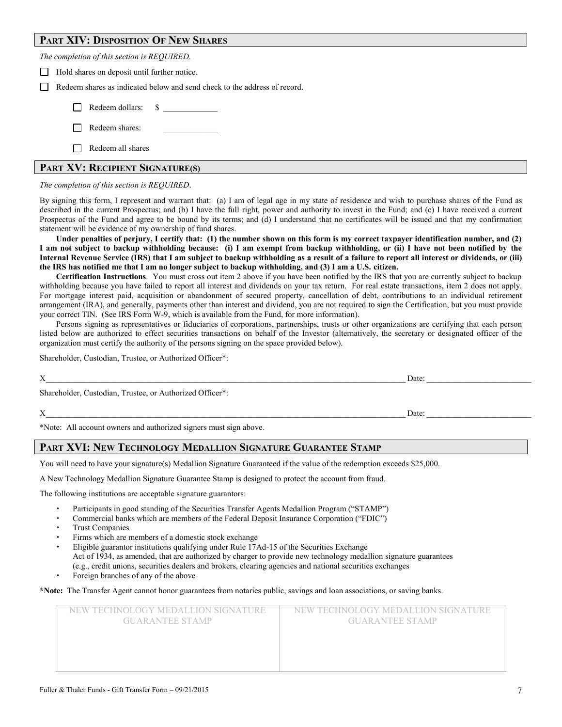## Part XIV: Disposition Of New Shares

*The completion of this section is REQUIRED.*

☐ Hold shares on deposit until further notice.

☐ Redeem shares as indicated below and send check to the address of record.

- ☐ Redeem dollars: $ ____________
- ☐ Redeem shares: ____________
- ☐ Redeem all shares

## Part XV: Recipient Signature(s)

*The completion of this section is REQUIRED.*

By signing this form, I represent and warrant that: (a) I am of legal age in my state of residence and wish to purchase shares of the Fund as described in the current Prospectus; and (b) I have the full right, power and authority to invest in the Fund; and (c) I have received a current Prospectus of the Fund and agree to be bound by its terms; and (d) I understand that no certificates will be issued and that my confirmation statement will be evidence of my ownership of fund shares.

**Under penalties of perjury, I certify that: (1) the number shown on this form is my correct taxpayer identification number, and (2) I am not subject to backup withholding because: (i) I am exempt from backup withholding, or (ii) I have not been notified by the Internal Revenue Service (IRS) that I am subject to backup withholding as a result of a failure to report all interest or dividends, or (iii) the IRS has notified me that I am no longer subject to backup withholding, and (3) I am a U.S. citizen.**

**Certification Instructions**. You must cross out item 2 above if you have been notified by the IRS that you are currently subject to backup withholding because you have failed to report all interest and dividends on your tax return. For real estate transactions, item 2 does not apply. For mortgage interest paid, acquisition or abandonment of secured property, cancellation of debt, contributions to an individual retirement arrangement (IRA), and generally, payments other than interest and dividend, you are not required to sign the Certification, but you must provide your correct TIN. (See IRS Form W-9, which is available from the Fund, for more information).

Persons signing as representatives or fiduciaries of corporations, partnerships, trusts or other organizations are certifying that each person listed below are authorized to effect securities transactions on behalf of the Investor (alternatively, the secretary or designated officer of the organization must certify the authority of the persons signing on the space provided below).

Shareholder, Custodian, Trustee, or Authorized Officer*:

X________________________________________________ Date: ____________________

Shareholder, Custodian, Trustee, or Authorized Officer*:

X________________________________________________ Date: ____________________

*Note: All account owners and authorized signers must sign above.

## Part XVI: New Technology Medallion Signature Guarantee Stamp

You will need to have your signature(s) Medallion Signature Guaranteed if the value of the redemption exceeds $25,000.

A New Technology Medallion Signature Guarantee Stamp is designed to protect the account from fraud.

The following institutions are acceptable signature guarantors:

- Participants in good standing of the Securities Transfer Agents Medallion Program ("STAMP")
- Commercial banks which are members of the Federal Deposit Insurance Corporation ("FDIC")
- Trust Companies
- Firms which are members of a domestic stock exchange
- Eligible guarantor institutions qualifying under Rule 17Ad-15 of the Securities Exchange Act of 1934, as amended, that are authorized by charger to provide new technology medallion signature guarantees (e.g., credit unions, securities dealers and brokers, clearing agencies and national securities exchanges
- Foreign branches of any of the above

**\*Note:** The Transfer Agent cannot honor guarantees from notaries public, savings and loan associations, or saving banks.

| NEW TECHNOLOGY MEDALLION SIGNATURE GUARANTEE STAMP | NEW TECHNOLOGY MEDALLION SIGNATURE GUARANTEE STAMP |
| --- | --- |
| | |

Fuller & Thaler Funds - Gift Transfer Form – 09/21/2015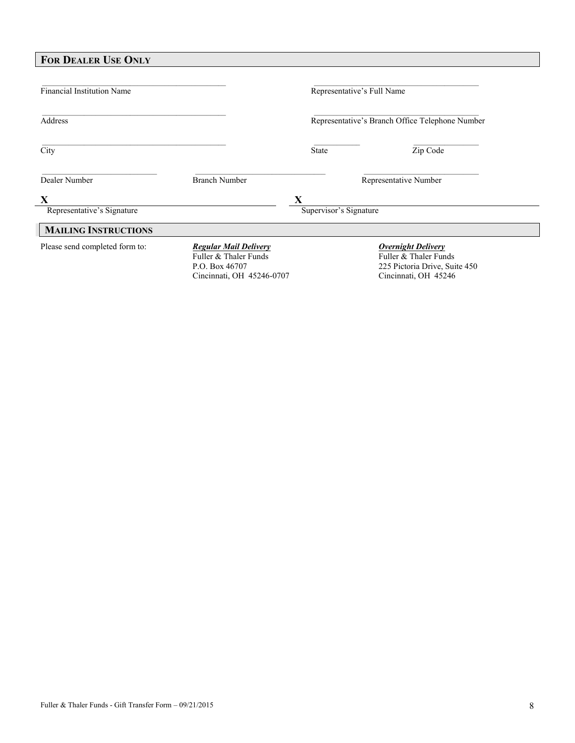## For Dealer Use Only

Financial Institution Name: ______________________

Representative's Full Name: ______________________

Address: ______________________

Representative's Branch Office Telephone Number: ______________________

City: ______________________

State: __________ Zip Code: __________

Dealer Number: __________ Branch Number: __________ Representative Number: __________

**X** ______________________
Representative's Signature

**X** ______________________
Supervisor's Signature

## Mailing Instructions

Please send completed form to:

***Regular Mail Delivery***
Fuller & Thaler Funds
P.O. Box 46707
Cincinnati, OH 45246-0707

***Overnight Delivery***
Fuller & Thaler Funds
225 Pictoria Drive, Suite 450
Cincinnati, OH 45246